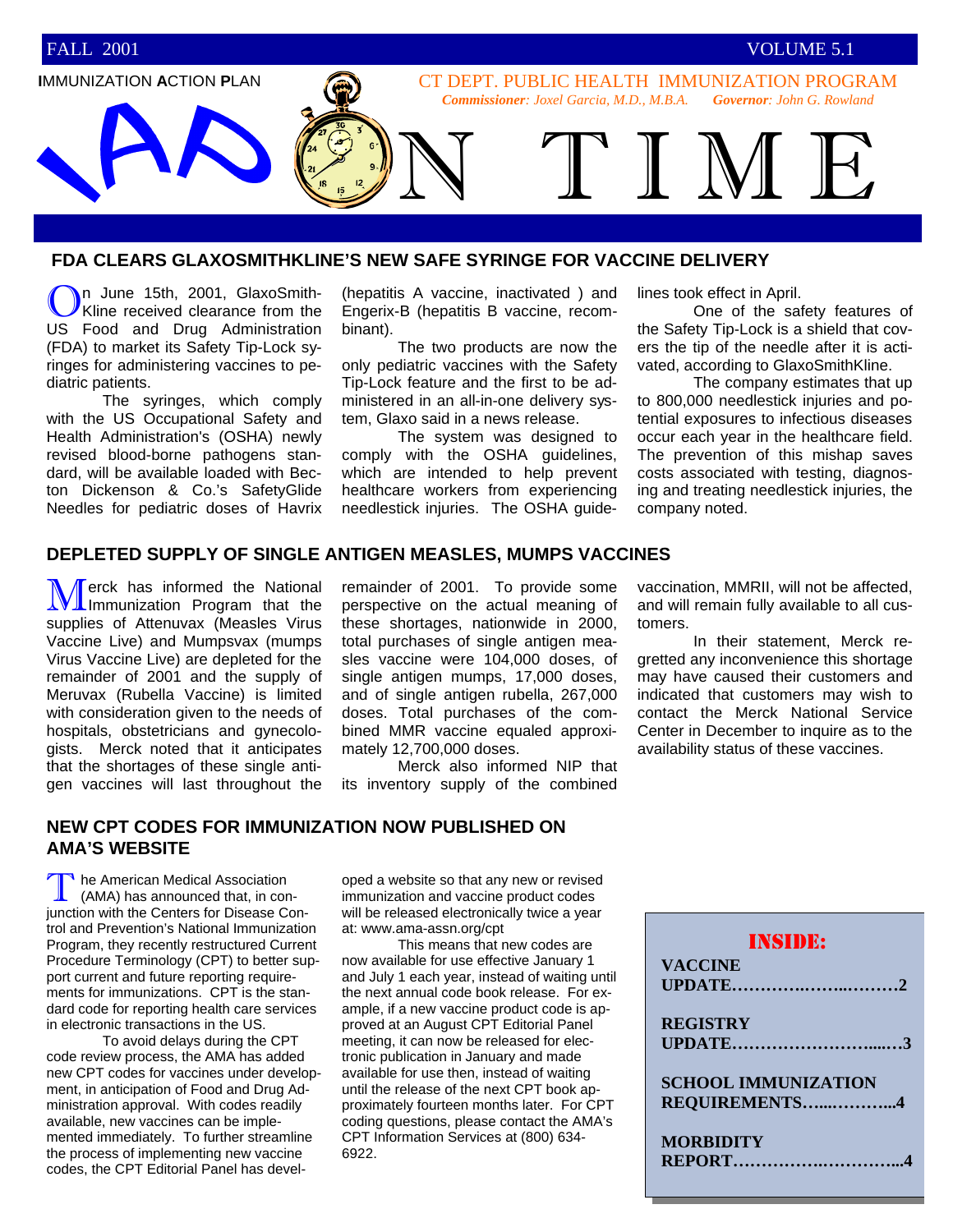FALL 2001 VOLUME 5.1

**I**MMUNIZATION **A**CTION **P**LAN

CT DEPT. PUBLIC HEALTH IMMUNIZATION PROGRAM

***Commissioner**: Joxel Garcia, M.D., M.B.A.* ***Governor**: John G. Rowland*

# IAP ON TIME

## FDA CLEARS GLAXOSMITHKLINE'S NEW SAFE SYRINGE FOR VACCINE DELIVERY

On June 15th, 2001, GlaxoSmithKline received clearance from the US Food and Drug Administration (FDA) to market its Safety Tip-Lock syringes for administering vaccines to pediatric patients.

The syringes, which comply with the US Occupational Safety and Health Administration's (OSHA) newly revised blood-borne pathogens standard, will be available loaded with Becton Dickenson & Co.'s SafetyGlide Needles for pediatric doses of Havrix (hepatitis A vaccine, inactivated ) and Engerix-B (hepatitis B vaccine, recombinant).

The two products are now the only pediatric vaccines with the Safety Tip-Lock feature and the first to be administered in an all-in-one delivery system, Glaxo said in a news release.

The system was designed to comply with the OSHA guidelines, which are intended to help prevent healthcare workers from experiencing needlestick injuries. The OSHA guidelines took effect in April.

One of the safety features of the Safety Tip-Lock is a shield that covers the tip of the needle after it is activated, according to GlaxoSmithKline.

The company estimates that up to 800,000 needlestick injuries and potential exposures to infectious diseases occur each year in the healthcare field. The prevention of this mishap saves costs associated with testing, diagnosing and treating needlestick injuries, the company noted.

## DEPLETED SUPPLY OF SINGLE ANTIGEN MEASLES, MUMPS VACCINES

Merck has informed the National Immunization Program that the supplies of Attenuvax (Measles Virus Vaccine Live) and Mumpsvax (mumps Virus Vaccine Live) are depleted for the remainder of 2001 and the supply of Meruvax (Rubella Vaccine) is limited with consideration given to the needs of hospitals, obstetricians and gynecologists. Merck noted that it anticipates that the shortages of these single antigen vaccines will last throughout the remainder of 2001. To provide some perspective on the actual meaning of these shortages, nationwide in 2000, total purchases of single antigen measles vaccine were 104,000 doses, of single antigen mumps, 17,000 doses, and of single antigen rubella, 267,000 doses. Total purchases of the combined MMR vaccine equaled approximately 12,700,000 doses.

Merck also informed NIP that its inventory supply of the combined vaccination, MMRII, will not be affected, and will remain fully available to all customers.

In their statement, Merck regretted any inconvenience this shortage may have caused their customers and indicated that customers may wish to contact the Merck National Service Center in December to inquire as to the availability status of these vaccines.

## NEW CPT CODES FOR IMMUNIZATION NOW PUBLISHED ON AMA'S WEBSITE

The American Medical Association (AMA) has announced that, in conjunction with the Centers for Disease Control and Prevention's National Immunization Program, they recently restructured Current Procedure Terminology (CPT) to better support current and future reporting requirements for immunizations. CPT is the standard code for reporting health care services in electronic transactions in the US.

To avoid delays during the CPT code review process, the AMA has added new CPT codes for vaccines under development, in anticipation of Food and Drug Administration approval. With codes readily available, new vaccines can be implemented immediately. To further streamline the process of implementing new vaccine codes, the CPT Editorial Panel has developed a website so that any new or revised immunization and vaccine product codes will be released electronically twice a year at: www.ama-assn.org/cpt

This means that new codes are now available for use effective January 1 and July 1 each year, instead of waiting until the next annual code book release. For example, if a new vaccine product code is approved at an August CPT Editorial Panel meeting, it can now be released for electronic publication in January and made available for use then, instead of waiting until the release of the next CPT book approximately fourteen months later. For CPT coding questions, please contact the AMA's CPT Information Services at (800) 634-6922.

**INSIDE:**

**VACCINE UPDATE……………………………2**

**REGISTRY UPDATE…………………………3**

**SCHOOL IMMUNIZATION REQUIREMENTS……………4**

**MORBIDITY REPORT…………………………4**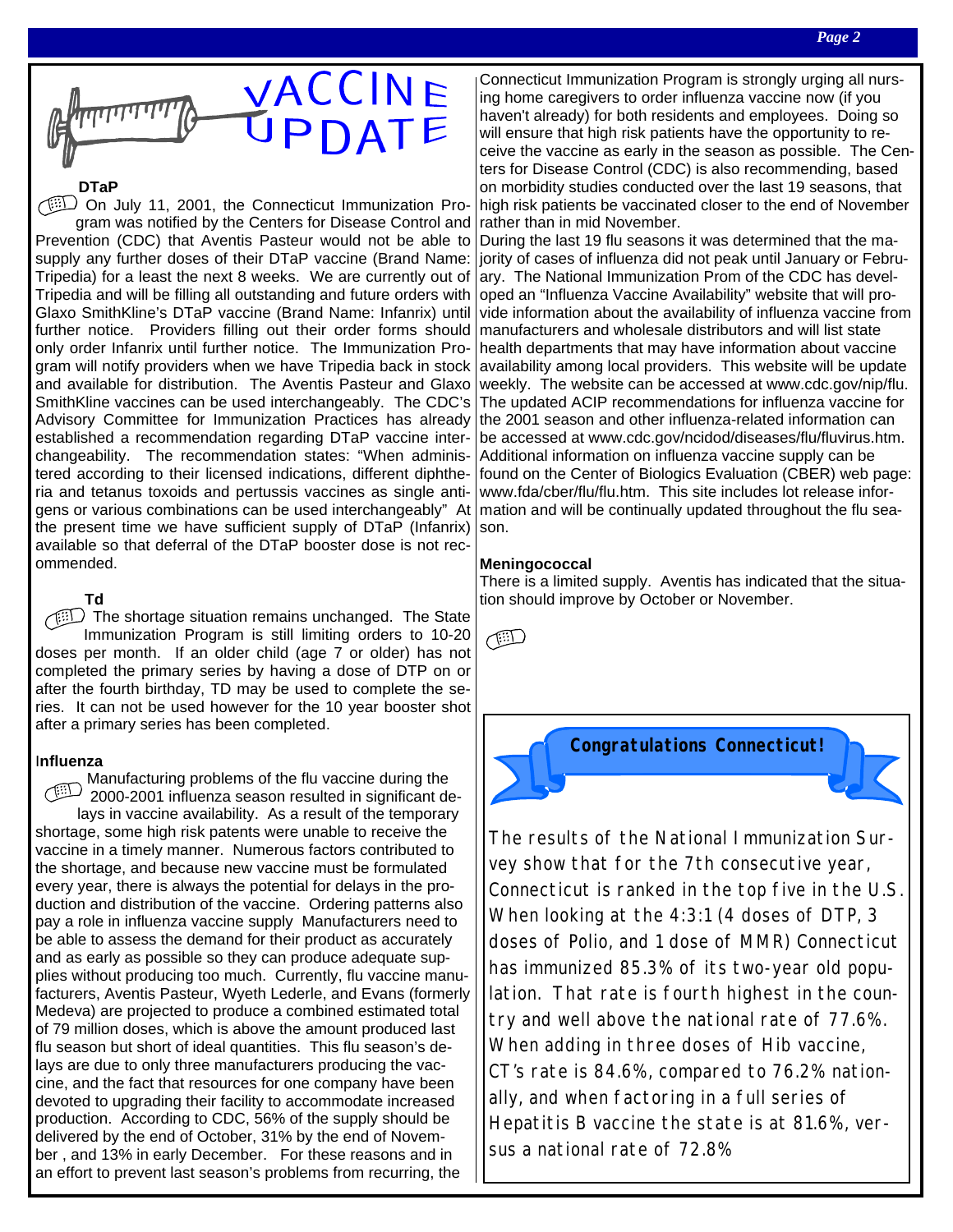# VACCINE UPDATE

### DTaP

On July 11, 2001, the Connecticut Immunization Program was notified by the Centers for Disease Control and Prevention (CDC) that Aventis Pasteur would not be able to supply any further doses of their DTaP vaccine (Brand Name: Tripedia) for a least the next 8 weeks. We are currently out of Tripedia and will be filling all outstanding and future orders with Glaxo SmithKline's DTaP vaccine (Brand Name: Infanrix) until further notice. Providers filling out their order forms should only order Infanrix until further notice. The Immunization Program will notify providers when we have Tripedia back in stock and available for distribution. The Aventis Pasteur and Glaxo SmithKline vaccines can be used interchangeably. The CDC's Advisory Committee for Immunization Practices has already established a recommendation regarding DTaP vaccine interchangeability. The recommendation states: "When administered according to their licensed indications, different diphtheria and tetanus toxoids and pertussis vaccines as single antigens or various combinations can be used interchangeably" At the present time we have sufficient supply of DTaP (Infanrix) available so that deferral of the DTaP booster dose is not recommended.

### Td

The shortage situation remains unchanged. The State Immunization Program is still limiting orders to 10-20 doses per month. If an older child (age 7 or older) has not completed the primary series by having a dose of DTP on or after the fourth birthday, TD may be used to complete the series. It can not be used however for the 10 year booster shot after a primary series has been completed.

### Influenza

Manufacturing problems of the flu vaccine during the 2000-2001 influenza season resulted in significant delays in vaccine availability. As a result of the temporary shortage, some high risk patents were unable to receive the vaccine in a timely manner. Numerous factors contributed to the shortage, and because new vaccine must be formulated every year, there is always the potential for delays in the production and distribution of the vaccine. Ordering patterns also pay a role in influenza vaccine supply Manufacturers need to be able to assess the demand for their product as accurately and as early as possible so they can produce adequate supplies without producing too much. Currently, flu vaccine manufacturers, Aventis Pasteur, Wyeth Lederle, and Evans (formerly Medeva) are projected to produce a combined estimated total of 79 million doses, which is above the amount produced last flu season but short of ideal quantities. This flu season's delays are due to only three manufacturers producing the vaccine, and the fact that resources for one company have been devoted to upgrading their facility to accommodate increased production. According to CDC, 56% of the supply should be delivered by the end of October, 31% by the end of November , and 13% in early December. For these reasons and in an effort to prevent last season's problems from recurring, the Connecticut Immunization Program is strongly urging all nursing home caregivers to order influenza vaccine now (if you haven't already) for both residents and employees. Doing so will ensure that high risk patients have the opportunity to receive the vaccine as early in the season as possible. The Centers for Disease Control (CDC) is also recommending, based on morbidity studies conducted over the last 19 seasons, that high risk patients be vaccinated closer to the end of November rather than in mid November.

During the last 19 flu seasons it was determined that the majority of cases of influenza did not peak until January or February. The National Immunization Prom of the CDC has developed an "Influenza Vaccine Availability" website that will provide information about the availability of influenza vaccine from manufacturers and wholesale distributors and will list state health departments that may have information about vaccine availability among local providers. This website will be update weekly. The website can be accessed at www.cdc.gov/nip/flu. The updated ACIP recommendations for influenza vaccine for the 2001 season and other influenza-related information can be accessed at www.cdc.gov/ncidod/diseases/flu/fluvirus.htm. Additional information on influenza vaccine supply can be found on the Center of Biologics Evaluation (CBER) web page: www.fda/cber/flu/flu.htm. This site includes lot release information and will be continually updated throughout the flu season.

### Meningococcal

There is a limited supply. Aventis has indicated that the situation should improve by October or November.

### Congratulations Connecticut!

The results of the National Immunization Survey show that for the 7th consecutive year, Connecticut is ranked in the top five in the U.S. When looking at the 4:3:1 (4 doses of DTP, 3 doses of Polio, and 1 dose of MMR) Connecticut has immunized 85.3% of its two-year old population. That rate is fourth highest in the country and well above the national rate of 77.6%. When adding in three doses of Hib vaccine, CT's rate is 84.6%, compared to 76.2% nationally, and when factoring in a full series of Hepatitis B vaccine the state is at 81.6%, versus a national rate of 72.8%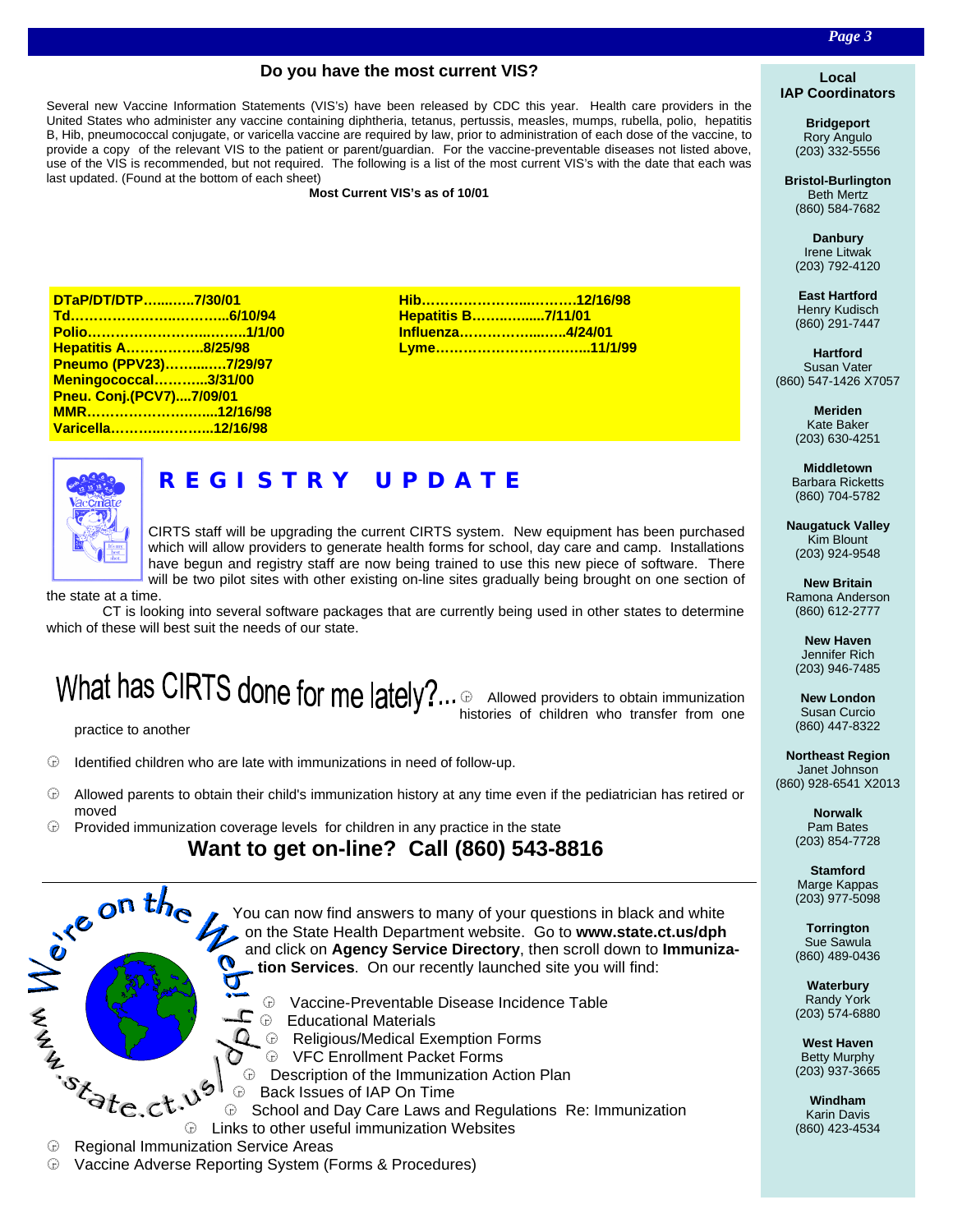## Do you have the most current VIS?

Several new Vaccine Information Statements (VIS's) have been released by CDC this year. Health care providers in the United States who administer any vaccine containing diphtheria, tetanus, pertussis, measles, mumps, rubella, polio, hepatitis B, Hib, pneumococcal conjugate, or varicella vaccine are required by law, prior to administration of each dose of the vaccine, to provide a copy of the relevant VIS to the patient or parent/guardian. For the vaccine-preventable diseases not listed above, use of the VIS is recommended, but not required. The following is a list of the most current VIS's with the date that each was last updated. (Found at the bottom of each sheet)

**Most Current VIS's as of 10/01**

**DTaP/DT/DTP…..…..7/30/01**
**Td……………………..………..6/10/94**
**Polio……………………..…….1/1/00**
**Hepatitis A……………..8/25/98**
**Pneumo (PPV23)……..….7/29/97**
**Meningococcal………..3/31/00**
**Pneu. Conj.(PCV7)....7/09/01**
**MMR………………….…...12/16/98**
**Varicella……….…….…..12/16/98**
**Hib……………………..……….12/16/98**
**Hepatitis B…….…......7/11/01**
**Influenza…………….…..…..4/24/01**
**Lyme………………………….…..11/1/99**

## REGISTRY UPDATE

CIRTS staff will be upgrading the current CIRTS system. New equipment has been purchased which will allow providers to generate health forms for school, day care and camp. Installations have begun and registry staff are now being trained to use this new piece of software. There will be two pilot sites with other existing on-line sites gradually being brought on one section of the state at a time.

CT is looking into several software packages that are currently being used in other states to determine which of these will best suit the needs of our state.

## What has CIRTS done for me lately?...

- Allowed providers to obtain immunization histories of children who transfer from one practice to another
- Identified children who are late with immunizations in need of follow-up.
- Allowed parents to obtain their child's immunization history at any time even if the pediatrician has retired or moved
- Provided immunization coverage levels for children in any practice in the state

### Want to get on-line? Call (860) 543-8816

## We're on the Web! www.state.ct.us/dph

You can now find answers to many of your questions in black and white on the State Health Department website. Go to **www.state.ct.us/dph** and click on **Agency Service Directory**, then scroll down to **Immunization Services**. On our recently launched site you will find:

- Vaccine-Preventable Disease Incidence Table
- Educational Materials
- Religious/Medical Exemption Forms
- VFC Enrollment Packet Forms
- Description of the Immunization Action Plan
- Back Issues of IAP On Time
- School and Day Care Laws and Regulations Re: Immunization
- Links to other useful immunization Websites
- Regional Immunization Service Areas
- Vaccine Adverse Reporting System (Forms & Procedures)

## Local IAP Coordinators

**Bridgeport**
Rory Angulo
(203) 332-5556

**Bristol-Burlington**
Beth Mertz
(860) 584-7682

**Danbury**
Irene Litwak
(203) 792-4120

**East Hartford**
Henry Kudisch
(860) 291-7447

**Hartford**
Susan Vater
(860) 547-1426 X7057

**Meriden**
Kate Baker
(203) 630-4251

**Middletown**
Barbara Ricketts
(860) 704-5782

**Naugatuck Valley**
Kim Blount
(203) 924-9548

**New Britain**
Ramona Anderson
(860) 612-2777

**New Haven**
Jennifer Rich
(203) 946-7485

**New London**
Susan Curcio
(860) 447-8322

**Northeast Region**
Janet Johnson
(860) 928-6541 X2013

**Norwalk**
Pam Bates
(203) 854-7728

**Stamford**
Marge Kappas
(203) 977-5098

**Torrington**
Sue Sawula
(860) 489-0436

**Waterbury**
Randy York
(203) 574-6880

**West Haven**
Betty Murphy
(203) 937-3665

**Windham**
Karin Davis
(860) 423-4534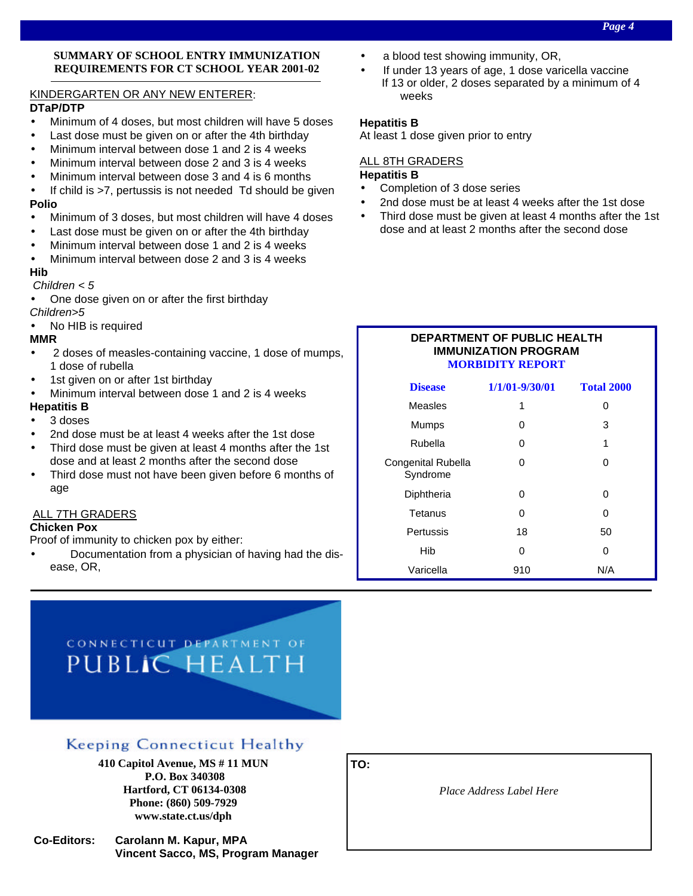## SUMMARY OF SCHOOL ENTRY IMMUNIZATION REQUIREMENTS FOR CT SCHOOL YEAR 2001-02

KINDERGARTEN OR ANY NEW ENTERER:

**DTaP/DTP**

- Minimum of 4 doses, but most children will have 5 doses
- Last dose must be given on or after the 4th birthday
- Minimum interval between dose 1 and 2 is 4 weeks
- Minimum interval between dose 2 and 3 is 4 weeks
- Minimum interval between dose 3 and 4 is 6 months
- If child is >7, pertussis is not needed Td should be given

**Polio**

- Minimum of 3 doses, but most children will have 4 doses
- Last dose must be given on or after the 4th birthday
- Minimum interval between dose 1 and 2 is 4 weeks
- Minimum interval between dose 2 and 3 is 4 weeks

**Hib**

*Children < 5*

- One dose given on or after the first birthday

*Children>5*

- No HIB is required

**MMR**

- 2 doses of measles-containing vaccine, 1 dose of mumps, 1 dose of rubella
- 1st given on or after 1st birthday
- Minimum interval between dose 1 and 2 is 4 weeks

**Hepatitis B**

- 3 doses
- 2nd dose must be at least 4 weeks after the 1st dose
- Third dose must be given at least 4 months after the 1st dose and at least 2 months after the second dose
- Third dose must not have been given before 6 months of age

ALL 7TH GRADERS

**Chicken Pox**

Proof of immunity to chicken pox by either:

- Documentation from a physician of having had the disease, OR,
- a blood test showing immunity, OR,
- If under 13 years of age, 1 dose varicella vaccine
  If 13 or older, 2 doses separated by a minimum of 4 weeks

**Hepatitis B**

At least 1 dose given prior to entry

ALL 8TH GRADERS

**Hepatitis B**

- Completion of 3 dose series
- 2nd dose must be at least 4 weeks after the 1st dose
- Third dose must be given at least 4 months after the 1st dose and at least 2 months after the second dose

## DEPARTMENT OF PUBLIC HEALTH IMMUNIZATION PROGRAM MORBIDITY REPORT

| Disease | 1/1/01-9/30/01 | Total 2000 |
|---|---|---|
| Measles | 1 | 0 |
| Mumps | 0 | 3 |
| Rubella | 0 | 1 |
| Congenital Rubella Syndrome | 0 | 0 |
| Diphtheria | 0 | 0 |
| Tetanus | 0 | 0 |
| Pertussis | 18 | 50 |
| Hib | 0 | 0 |
| Varicella | 910 | N/A |

CONNECTICUT DEPARTMENT OF PUBLIC HEALTH

Keeping Connecticut Healthy

**410 Capitol Avenue, MS # 11 MUN**
**P.O. Box 340308**
**Hartford, CT 06134-0308**
**Phone: (860) 509-7929**
**www.state.ct.us/dph**

**Co-Editors:** **Carolann M. Kapur, MPA**
**Vincent Sacco, MS, Program Manager**

**TO:**

*Place Address Label Here*